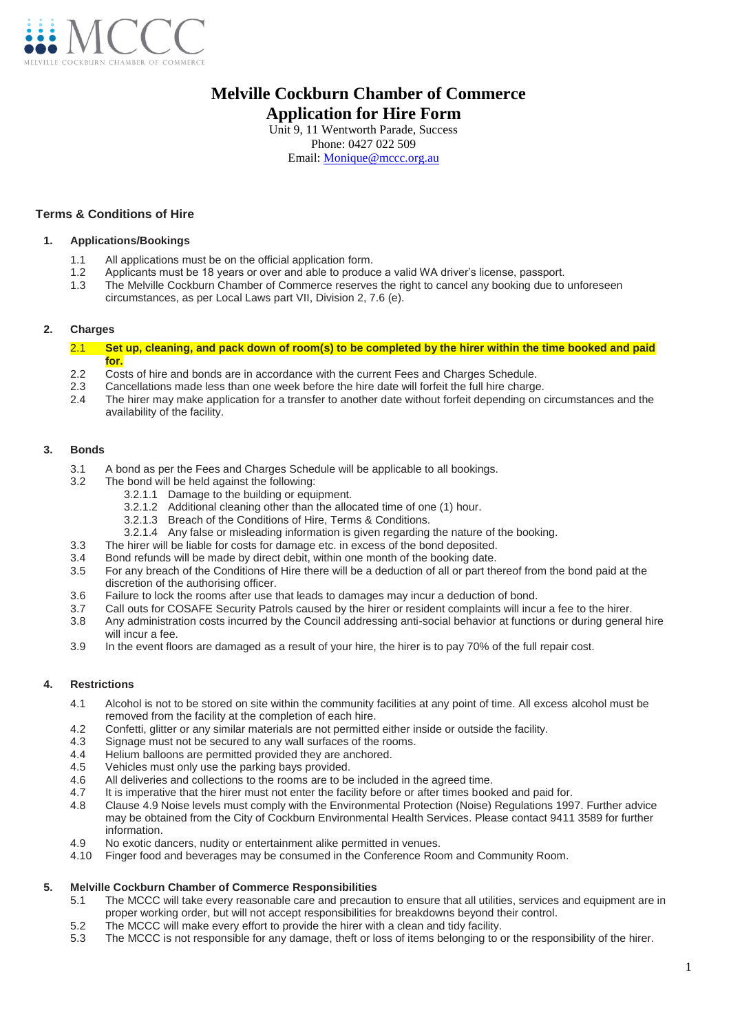MCCC

MELVILLE COCKBURN CHAMBER OF COMMERCE

# Melville Cockburn Chamber of Commerce
# Application for Hire Form

Unit 9, 11 Wentworth Parade, Success
Phone: 0427 022 509
Email: Monique@mccc.org.au

## Terms & Conditions of Hire

### 1. Applications/Bookings

1.1 All applications must be on the official application form.
1.2 Applicants must be 18 years or over and able to produce a valid WA driver's license, passport.
1.3 The Melville Cockburn Chamber of Commerce reserves the right to cancel any booking due to unforeseen circumstances, as per Local Laws part VII, Division 2, 7.6 (e).

### 2. Charges

2.1 **Set up, cleaning, and pack down of room(s) to be completed by the hirer within the time booked and paid for.**
2.2 Costs of hire and bonds are in accordance with the current Fees and Charges Schedule.
2.3 Cancellations made less than one week before the hire date will forfeit the full hire charge.
2.4 The hirer may make application for a transfer to another date without forfeit depending on circumstances and the availability of the facility.

### 3. Bonds

3.1 A bond as per the Fees and Charges Schedule will be applicable to all bookings.
3.2 The bond will be held against the following:
- 3.2.1.1 Damage to the building or equipment.
- 3.2.1.2 Additional cleaning other than the allocated time of one (1) hour.
- 3.2.1.3 Breach of the Conditions of Hire, Terms & Conditions.
- 3.2.1.4 Any false or misleading information is given regarding the nature of the booking.

3.3 The hirer will be liable for costs for damage etc. in excess of the bond deposited.
3.4 Bond refunds will be made by direct debit, within one month of the booking date.
3.5 For any breach of the Conditions of Hire there will be a deduction of all or part thereof from the bond paid at the discretion of the authorising officer.
3.6 Failure to lock the rooms after use that leads to damages may incur a deduction of bond.
3.7 Call outs for COSAFE Security Patrols caused by the hirer or resident complaints will incur a fee to the hirer.
3.8 Any administration costs incurred by the Council addressing anti-social behavior at functions or during general hire will incur a fee.
3.9 In the event floors are damaged as a result of your hire, the hirer is to pay 70% of the full repair cost.

### 4. Restrictions

4.1 Alcohol is not to be stored on site within the community facilities at any point of time. All excess alcohol must be removed from the facility at the completion of each hire.
4.2 Confetti, glitter or any similar materials are not permitted either inside or outside the facility.
4.3 Signage must not be secured to any wall surfaces of the rooms.
4.4 Helium balloons are permitted provided they are anchored.
4.5 Vehicles must only use the parking bays provided.
4.6 All deliveries and collections to the rooms are to be included in the agreed time.
4.7 It is imperative that the hirer must not enter the facility before or after times booked and paid for.
4.8 Clause 4.9 Noise levels must comply with the Environmental Protection (Noise) Regulations 1997. Further advice may be obtained from the City of Cockburn Environmental Health Services. Please contact 9411 3589 for further information.
4.9 No exotic dancers, nudity or entertainment alike permitted in venues.
4.10 Finger food and beverages may be consumed in the Conference Room and Community Room.

### 5. Melville Cockburn Chamber of Commerce Responsibilities

5.1 The MCCC will take every reasonable care and precaution to ensure that all utilities, services and equipment are in proper working order, but will not accept responsibilities for breakdowns beyond their control.
5.2 The MCCC will make every effort to provide the hirer with a clean and tidy facility.
5.3 The MCCC is not responsible for any damage, theft or loss of items belonging to or the responsibility of the hirer.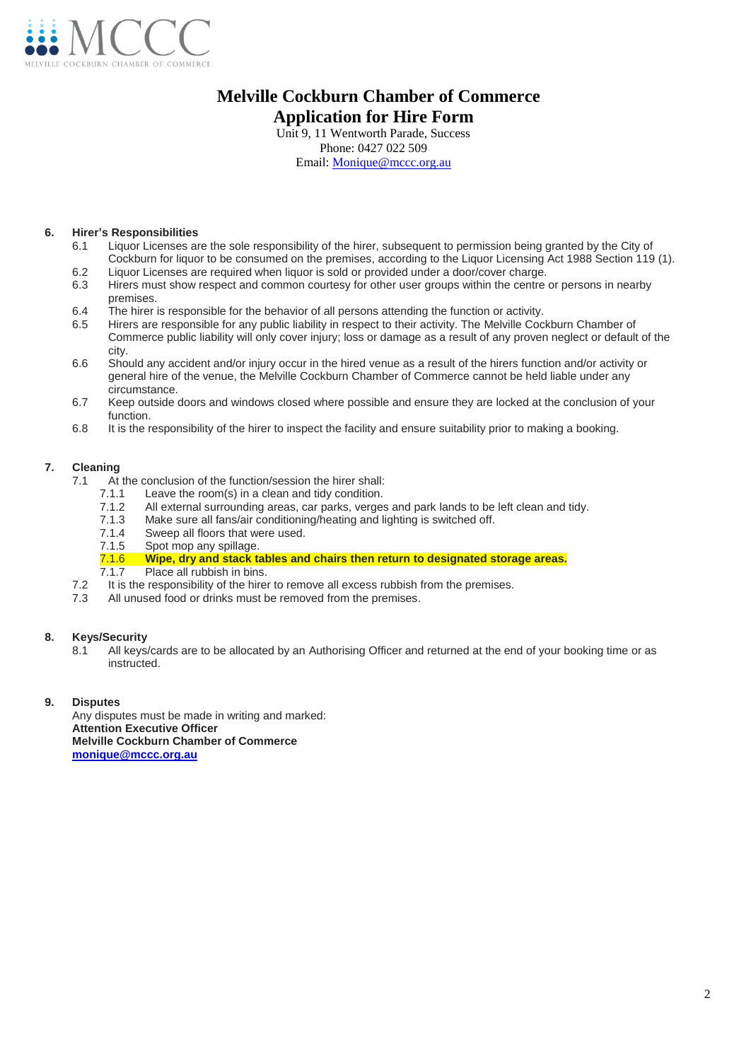MCCC
MELVILLE COCKBURN CHAMBER OF COMMERCE

# Melville Cockburn Chamber of Commerce
# Application for Hire Form

Unit 9, 11 Wentworth Parade, Success
Phone: 0427 022 509
Email: Monique@mccc.org.au

**6. Hirer's Responsibilities**

- 6.1 Liquor Licenses are the sole responsibility of the hirer, subsequent to permission being granted by the City of Cockburn for liquor to be consumed on the premises, according to the Liquor Licensing Act 1988 Section 119 (1).
- 6.2 Liquor Licenses are required when liquor is sold or provided under a door/cover charge.
- 6.3 Hirers must show respect and common courtesy for other user groups within the centre or persons in nearby premises.
- 6.4 The hirer is responsible for the behavior of all persons attending the function or activity.
- 6.5 Hirers are responsible for any public liability in respect to their activity. The Melville Cockburn Chamber of Commerce public liability will only cover injury; loss or damage as a result of any proven neglect or default of the city.
- 6.6 Should any accident and/or injury occur in the hired venue as a result of the hirers function and/or activity or general hire of the venue, the Melville Cockburn Chamber of Commerce cannot be held liable under any circumstance.
- 6.7 Keep outside doors and windows closed where possible and ensure they are locked at the conclusion of your function.
- 6.8 It is the responsibility of the hirer to inspect the facility and ensure suitability prior to making a booking.

**7. Cleaning**

- 7.1 At the conclusion of the function/session the hirer shall:
  - 7.1.1 Leave the room(s) in a clean and tidy condition.
  - 7.1.2 All external surrounding areas, car parks, verges and park lands to be left clean and tidy.
  - 7.1.3 Make sure all fans/air conditioning/heating and lighting is switched off.
  - 7.1.4 Sweep all floors that were used.
  - 7.1.5 Spot mop any spillage.
  - 7.1.6 **Wipe, dry and stack tables and chairs then return to designated storage areas.**
  - 7.1.7 Place all rubbish in bins.
- 7.2 It is the responsibility of the hirer to remove all excess rubbish from the premises.
- 7.3 All unused food or drinks must be removed from the premises.

**8. Keys/Security**

- 8.1 All keys/cards are to be allocated by an Authorising Officer and returned at the end of your booking time or as instructed.

**9. Disputes**

Any disputes must be made in writing and marked:
**Attention Executive Officer**
**Melville Cockburn Chamber of Commerce**
**monique@mccc.org.au**